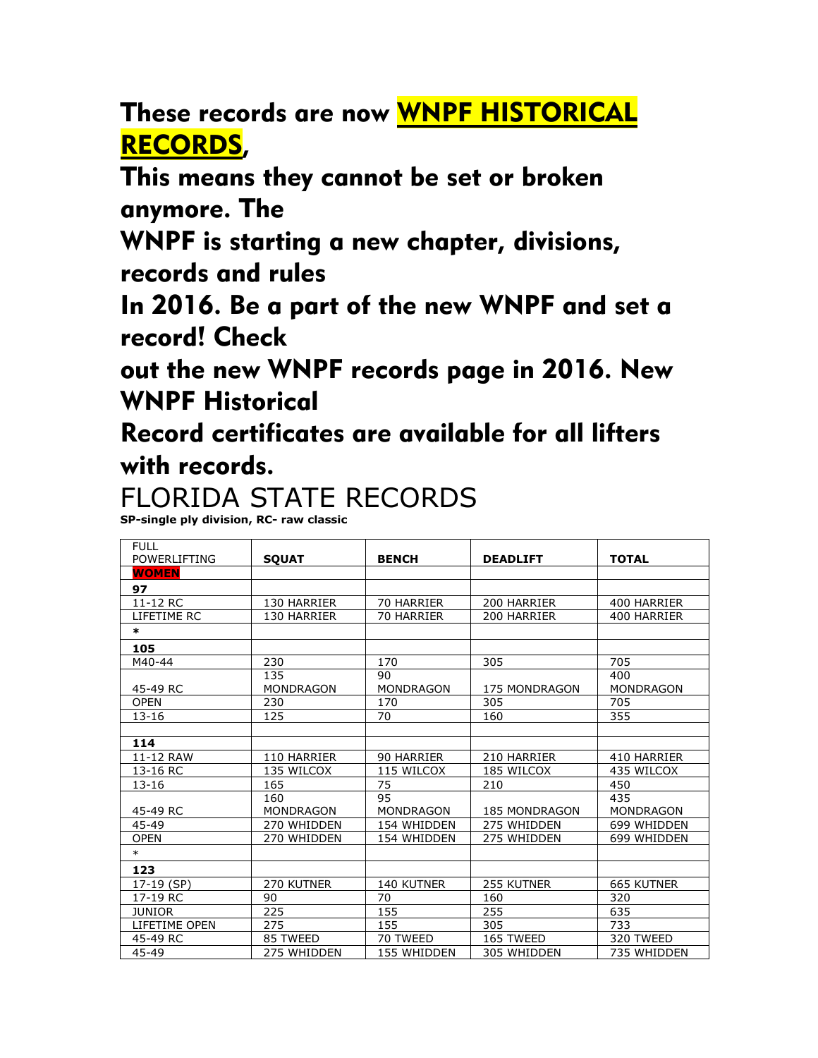# These records are now WNPF HISTORICAL RECORDS,

# This means they cannot be set or broken anymore. The WNPF is starting a new chapter, divisions, records and rules In 2016. Be a part of the new WNPF and set a record! Check out the new WNPF records page in 2016. New WNPF Historical Record certificates are available for all lifters with records.

# FLORIDA STATE RECORDS

**SP-single ply division, RC- raw classic**

| FULL POWERLIFTING | SQUAT | BENCH | DEADLIFT | TOTAL |
|---|---|---|---|---|
| **WOMEN** | | | | |
| **97** | | | | |
| 11-12 RC | 130 HARRIER | 70 HARRIER | 200 HARRIER | 400 HARRIER |
| LIFETIME RC | 130 HARRIER | 70 HARRIER | 200 HARRIER | 400 HARRIER |
| * | | | | |
| **105** | | | | |
| M40-44 | 230 | 170 | 305 | 705 |
| 45-49 RC | 135 MONDRAGON | 90 MONDRAGON | 175 MONDRAGON | 400 MONDRAGON |
| OPEN | 230 | 170 | 305 | 705 |
| 13-16 | 125 | 70 | 160 | 355 |
| | | | | |
| **114** | | | | |
| 11-12 RAW | 110 HARRIER | 90 HARRIER | 210 HARRIER | 410 HARRIER |
| 13-16 RC | 135 WILCOX | 115 WILCOX | 185 WILCOX | 435 WILCOX |
| 13-16 | 165 | 75 | 210 | 450 |
| 45-49 RC | 160 MONDRAGON | 95 MONDRAGON | 185 MONDRAGON | 435 MONDRAGON |
| 45-49 | 270 WHIDDEN | 154 WHIDDEN | 275 WHIDDEN | 699 WHIDDEN |
| OPEN | 270 WHIDDEN | 154 WHIDDEN | 275 WHIDDEN | 699 WHIDDEN |
| * | | | | |
| **123** | | | | |
| 17-19 (SP) | 270 KUTNER | 140 KUTNER | 255 KUTNER | 665 KUTNER |
| 17-19 RC | 90 | 70 | 160 | 320 |
| JUNIOR | 225 | 155 | 255 | 635 |
| LIFETIME OPEN | 275 | 155 | 305 | 733 |
| 45-49 RC | 85 TWEED | 70 TWEED | 165 TWEED | 320 TWEED |
| 45-49 | 275 WHIDDEN | 155 WHIDDEN | 305 WHIDDEN | 735 WHIDDEN |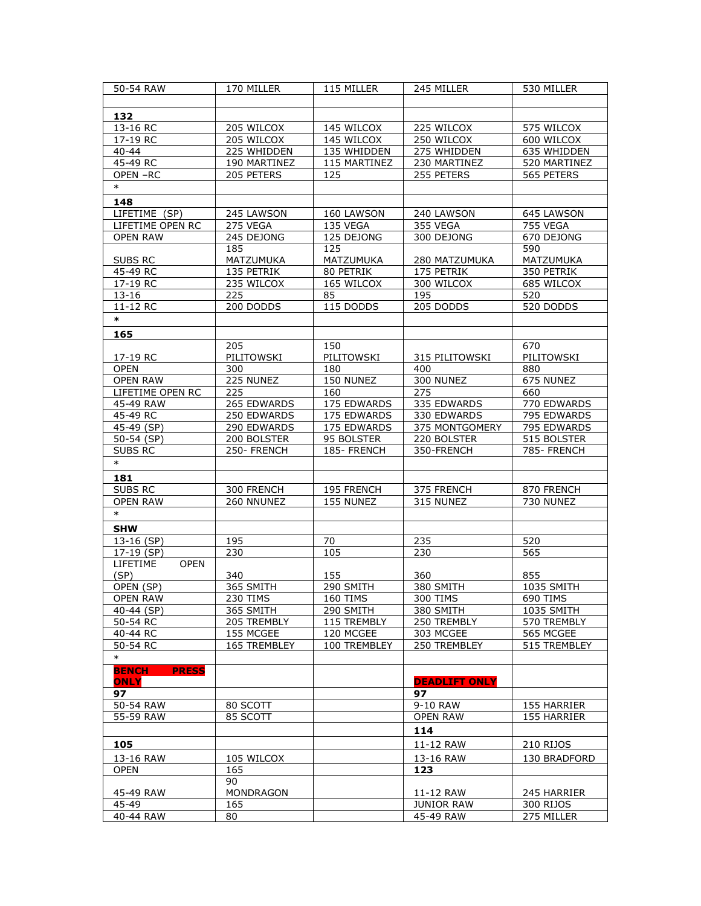| 50-54 RAW | 170 MILLER | 115 MILLER | 245 MILLER | 530 MILLER |
|---|---|---|---|---|
| | | | | |
| **132** | | | | |
| 13-16 RC | 205 WILCOX | 145 WILCOX | 225 WILCOX | 575 WILCOX |
| 17-19 RC | 205 WILCOX | 145 WILCOX | 250 WILCOX | 600 WILCOX |
| 40-44 | 225 WHIDDEN | 135 WHIDDEN | 275 WHIDDEN | 635 WHIDDEN |
| 45-49 RC | 190 MARTINEZ | 115 MARTINEZ | 230 MARTINEZ | 520 MARTINEZ |
| OPEN –RC | 205 PETERS | 125 | 255 PETERS | 565 PETERS |
| * | | | | |
| **148** | | | | |
| LIFETIME (SP) | 245 LAWSON | 160 LAWSON | 240 LAWSON | 645 LAWSON |
| LIFETIME OPEN RC | 275 VEGA | 135 VEGA | 355 VEGA | 755 VEGA |
| OPEN RAW | 245 DEJONG | 125 DEJONG | 300 DEJONG | 670 DEJONG |
| SUBS RC | 185 MATZUMUKA | 125 MATZUMUKA | 280 MATZUMUKA | 590 MATZUMUKA |
| 45-49 RC | 135 PETRIK | 80 PETRIK | 175 PETRIK | 350 PETRIK |
| 17-19 RC | 235 WILCOX | 165 WILCOX | 300 WILCOX | 685 WILCOX |
| 13-16 | 225 | 85 | 195 | 520 |
| 11-12 RC | 200 DODDS | 115 DODDS | 205 DODDS | 520 DODDS |
| * | | | | |
| **165** | | | | |
| 17-19 RC | 205 PILITOWSKI | 150 PILITOWSKI | 315 PILITOWSKI | 670 PILITOWSKI |
| OPEN | 300 | 180 | 400 | 880 |
| OPEN RAW | 225 NUNEZ | 150 NUNEZ | 300 NUNEZ | 675 NUNEZ |
| LIFETIME OPEN RC | 225 | 160 | 275 | 660 |
| 45-49 RAW | 265 EDWARDS | 175 EDWARDS | 335 EDWARDS | 770 EDWARDS |
| 45-49 RC | 250 EDWARDS | 175 EDWARDS | 330 EDWARDS | 795 EDWARDS |
| 45-49 (SP) | 290 EDWARDS | 175 EDWARDS | 375 MONTGOMERY | 795 EDWARDS |
| 50-54 (SP) | 200 BOLSTER | 95 BOLSTER | 220 BOLSTER | 515 BOLSTER |
| SUBS RC | 250- FRENCH | 185- FRENCH | 350-FRENCH | 785- FRENCH |
| * | | | | |
| **181** | | | | |
| SUBS RC | 300 FRENCH | 195 FRENCH | 375 FRENCH | 870 FRENCH |
| OPEN RAW | 260 NNUNEZ | 155 NUNEZ | 315 NUNEZ | 730 NUNEZ |
| * | | | | |
| **SHW** | | | | |
| 13-16 (SP) | 195 | 70 | 235 | 520 |
| 17-19 (SP) | 230 | 105 | 230 | 565 |
| LIFETIME OPEN (SP) | 340 | 155 | 360 | 855 |
| OPEN (SP) | 365 SMITH | 290 SMITH | 380 SMITH | 1035 SMITH |
| OPEN RAW | 230 TIMS | 160 TIMS | 300 TIMS | 690 TIMS |
| 40-44 (SP) | 365 SMITH | 290 SMITH | 380 SMITH | 1035 SMITH |
| 50-54 RC | 205 TREMBLY | 115 TREMBLY | 250 TREMBLY | 570 TREMBLY |
| 40-44 RC | 155 MCGEE | 120 MCGEE | 303 MCGEE | 565 MCGEE |
| 50-54 RC | 165 TREMBLEY | 100 TREMBLEY | 250 TREMBLEY | 515 TREMBLEY |
| * | | | | |
| **BENCH PRESS ONLY** | | | **DEADLIFT ONLY** | |
| **97** | | | **97** | |
| 50-54 RAW | 80 SCOTT | | 9-10 RAW | 155 HARRIER |
| 55-59 RAW | 85 SCOTT | | OPEN RAW | 155 HARRIER |
| | | | **114** | |
| **105** | | | 11-12 RAW | 210 RIJOS |
| 13-16 RAW | 105 WILCOX | | 13-16 RAW | 130 BRADFORD |
| OPEN | 165 | | **123** | |
| 45-49 RAW | 90 MONDRAGON | | 11-12 RAW | 245 HARRIER |
| 45-49 | 165 | | JUNIOR RAW | 300 RIJOS |
| 40-44 RAW | 80 | | 45-49 RAW | 275 MILLER |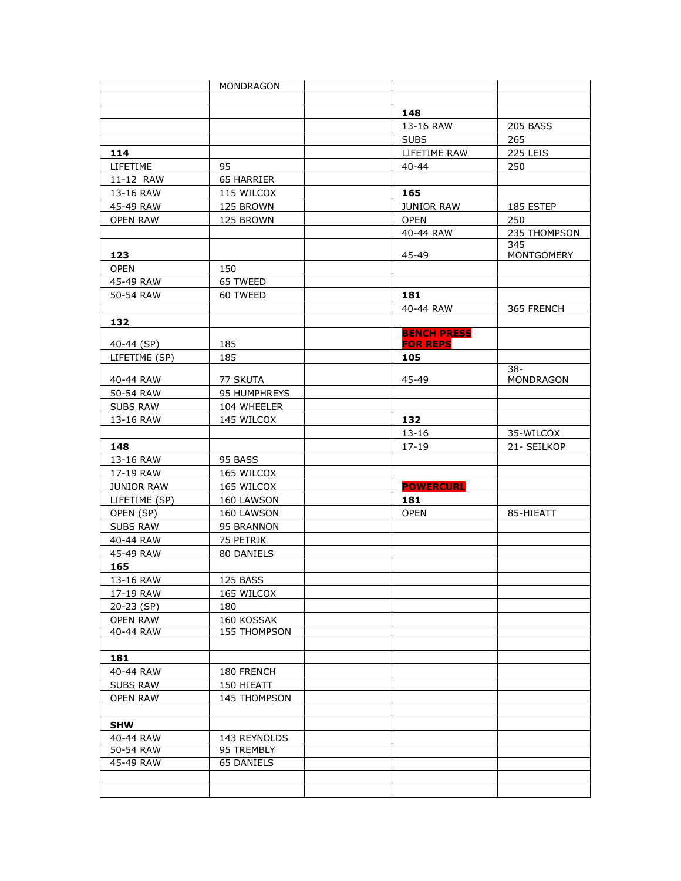|  | MONDRAGON |  |  |  |
|---|---|---|---|---|
|  |  |  |  |  |
|  |  |  | **148** |  |
|  |  |  | 13-16 RAW | 205 BASS |
|  |  |  | SUBS | 265 |
| **114** |  |  | LIFETIME RAW | 225 LEIS |
| LIFETIME | 95 |  | 40-44 | 250 |
| 11-12 RAW | 65 HARRIER |  |  |  |
| 13-16 RAW | 115 WILCOX |  | **165** |  |
| 45-49 RAW | 125 BROWN |  | JUNIOR RAW | 185 ESTEP |
| OPEN RAW | 125 BROWN |  | OPEN | 250 |
|  |  |  | 40-44 RAW | 235 THOMPSON |
| **123** |  |  | 45-49 | 345 MONTGOMERY |
| OPEN | 150 |  |  |  |
| 45-49 RAW | 65 TWEED |  |  |  |
| 50-54 RAW | 60 TWEED |  | **181** |  |
|  |  |  | 40-44 RAW | 365 FRENCH |
| **132** |  |  |  |  |
| 40-44 (SP) | 185 |  | **BENCH PRESS FOR REPS** |  |
| LIFETIME (SP) | 185 |  | **105** |  |
| 40-44 RAW | 77 SKUTA |  | 45-49 | 38-MONDRAGON |
| 50-54 RAW | 95 HUMPHREYS |  |  |  |
| SUBS RAW | 104 WHEELER |  |  |  |
| 13-16 RAW | 145 WILCOX |  | **132** |  |
|  |  |  | 13-16 | 35-WILCOX |
| **148** |  |  | 17-19 | 21- SEILKOP |
| 13-16 RAW | 95 BASS |  |  |  |
| 17-19 RAW | 165 WILCOX |  |  |  |
| JUNIOR RAW | 165 WILCOX |  | **POWERCURL** |  |
| LIFETIME (SP) | 160 LAWSON |  | **181** |  |
| OPEN (SP) | 160 LAWSON |  | OPEN | 85-HIEATT |
| SUBS RAW | 95 BRANNON |  |  |  |
| 40-44 RAW | 75 PETRIK |  |  |  |
| 45-49 RAW | 80 DANIELS |  |  |  |
| **165** |  |  |  |  |
| 13-16 RAW | 125 BASS |  |  |  |
| 17-19 RAW | 165 WILCOX |  |  |  |
| 20-23 (SP) | 180 |  |  |  |
| OPEN RAW | 160 KOSSAK |  |  |  |
| 40-44 RAW | 155 THOMPSON |  |  |  |
|  |  |  |  |  |
| **181** |  |  |  |  |
| 40-44 RAW | 180 FRENCH |  |  |  |
| SUBS RAW | 150 HIEATT |  |  |  |
| OPEN RAW | 145 THOMPSON |  |  |  |
|  |  |  |  |  |
| **SHW** |  |  |  |  |
| 40-44 RAW | 143 REYNOLDS |  |  |  |
| 50-54 RAW | 95 TREMBLY |  |  |  |
| 45-49 RAW | 65 DANIELS |  |  |  |
|  |  |  |  |  |
|  |  |  |  |  |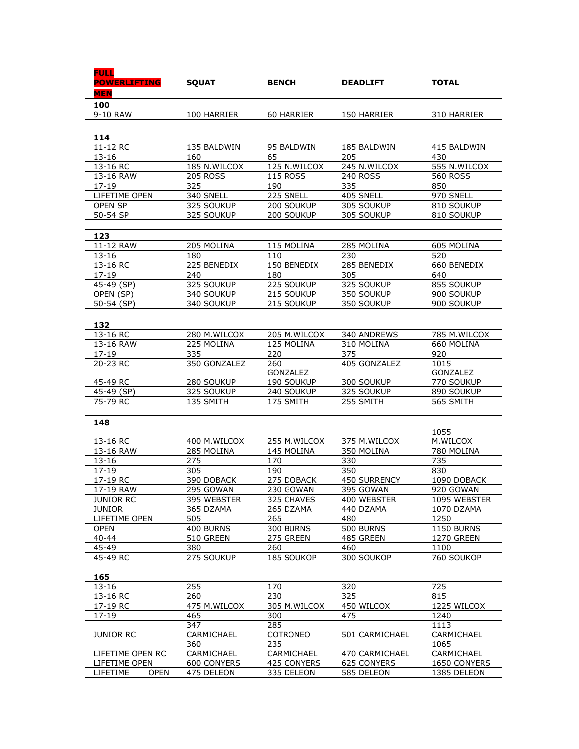| FULL POWERLIFTING | SQUAT | BENCH | DEADLIFT | TOTAL |
|---|---|---|---|---|
| MEN | | | | |
| 100 | | | | |
| 9-10 RAW | 100 HARRIER | 60 HARRIER | 150 HARRIER | 310 HARRIER |
| | | | | |
| 114 | | | | |
| 11-12 RC | 135 BALDWIN | 95 BALDWIN | 185 BALDWIN | 415 BALDWIN |
| 13-16 | 160 | 65 | 205 | 430 |
| 13-16 RC | 185 N.WILCOX | 125 N.WILCOX | 245 N.WILCOX | 555 N.WILCOX |
| 13-16 RAW | 205 ROSS | 115 ROSS | 240 ROSS | 560 ROSS |
| 17-19 | 325 | 190 | 335 | 850 |
| LIFETIME OPEN | 340 SNELL | 225 SNELL | 405 SNELL | 970 SNELL |
| OPEN SP | 325 SOUKUP | 200 SOUKUP | 305 SOUKUP | 810 SOUKUP |
| 50-54 SP | 325 SOUKUP | 200 SOUKUP | 305 SOUKUP | 810 SOUKUP |
| | | | | |
| 123 | | | | |
| 11-12 RAW | 205 MOLINA | 115 MOLINA | 285 MOLINA | 605 MOLINA |
| 13-16 | 180 | 110 | 230 | 520 |
| 13-16 RC | 225 BENEDIX | 150 BENEDIX | 285 BENEDIX | 660 BENEDIX |
| 17-19 | 240 | 180 | 305 | 640 |
| 45-49 (SP) | 325 SOUKUP | 225 SOUKUP | 325 SOUKUP | 855 SOUKUP |
| OPEN (SP) | 340 SOUKUP | 215 SOUKUP | 350 SOUKUP | 900 SOUKUP |
| 50-54 (SP) | 340 SOUKUP | 215 SOUKUP | 350 SOUKUP | 900 SOUKUP |
| | | | | |
| 132 | | | | |
| 13-16 RC | 280 M.WILCOX | 205 M.WILCOX | 340 ANDREWS | 785 M.WILCOX |
| 13-16 RAW | 225 MOLINA | 125 MOLINA | 310 MOLINA | 660 MOLINA |
| 17-19 | 335 | 220 | 375 | 920 |
| 20-23 RC | 350 GONZALEZ | 260 GONZALEZ | 405 GONZALEZ | 1015 GONZALEZ |
| 45-49 RC | 280 SOUKUP | 190 SOUKUP | 300 SOUKUP | 770 SOUKUP |
| 45-49 (SP) | 325 SOUKUP | 240 SOUKUP | 325 SOUKUP | 890 SOUKUP |
| 75-79 RC | 135 SMITH | 175 SMITH | 255 SMITH | 565 SMITH |
| | | | | |
| 148 | | | | |
| 13-16 RC | 400 M.WILCOX | 255 M.WILCOX | 375 M.WILCOX | 1055 M.WILCOX |
| 13-16 RAW | 285 MOLINA | 145 MOLINA | 350 MOLINA | 780 MOLINA |
| 13-16 | 275 | 170 | 330 | 735 |
| 17-19 | 305 | 190 | 350 | 830 |
| 17-19 RC | 390 DOBACK | 275 DOBACK | 450 SURRENCY | 1090 DOBACK |
| 17-19 RAW | 295 GOWAN | 230 GOWAN | 395 GOWAN | 920 GOWAN |
| JUNIOR RC | 395 WEBSTER | 325 CHAVES | 400 WEBSTER | 1095 WEBSTER |
| JUNIOR | 365 DZAMA | 265 DZAMA | 440 DZAMA | 1070 DZAMA |
| LIFETIME OPEN | 505 | 265 | 480 | 1250 |
| OPEN | 400 BURNS | 300 BURNS | 500 BURNS | 1150 BURNS |
| 40-44 | 510 GREEN | 275 GREEN | 485 GREEN | 1270 GREEN |
| 45-49 | 380 | 260 | 460 | 1100 |
| 45-49 RC | 275 SOUKUP | 185 SOUKOP | 300 SOUKOP | 760 SOUKOP |
| | | | | |
| 165 | | | | |
| 13-16 | 255 | 170 | 320 | 725 |
| 13-16 RC | 260 | 230 | 325 | 815 |
| 17-19 RC | 475 M.WILCOX | 305 M.WILCOX | 450 WILCOX | 1225 WILCOX |
| 17-19 | 465 | 300 | 475 | 1240 |
| JUNIOR RC | 347 CARMICHAEL | 285 COTRONEO | 501 CARMICHAEL | 1113 CARMICHAEL |
| LIFETIME OPEN RC | 360 CARMICHAEL | 235 CARMICHAEL | 470 CARMICHAEL | 1065 CARMICHAEL |
| LIFETIME OPEN | 600 CONYERS | 425 CONYERS | 625 CONYERS | 1650 CONYERS |
| LIFETIME OPEN | 475 DELEON | 335 DELEON | 585 DELEON | 1385 DELEON |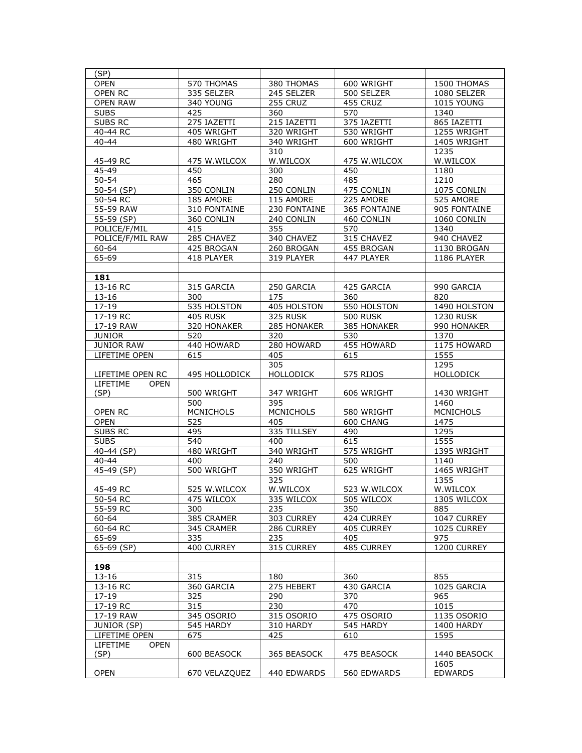| (SP) | | | | |
|---|---|---|---|---|
| OPEN | 570 THOMAS | 380 THOMAS | 600 WRIGHT | 1500 THOMAS |
| OPEN RC | 335 SELZER | 245 SELZER | 500 SELZER | 1080 SELZER |
| OPEN RAW | 340 YOUNG | 255 CRUZ | 455 CRUZ | 1015 YOUNG |
| SUBS | 425 | 360 | 570 | 1340 |
| SUBS RC | 275 IAZETTI | 215 IAZETTI | 375 IAZETTI | 865 IAZETTI |
| 40-44 RC | 405 WRIGHT | 320 WRIGHT | 530 WRIGHT | 1255 WRIGHT |
| 40-44 | 480 WRIGHT | 340 WRIGHT | 600 WRIGHT | 1405 WRIGHT |
| 45-49 RC | 475 W.WILCOX | 310 W.WILCOX | 475 W.WILCOX | 1235 W.WILCOX |
| 45-49 | 450 | 300 | 450 | 1180 |
| 50-54 | 465 | 280 | 485 | 1210 |
| 50-54 (SP) | 350 CONLIN | 250 CONLIN | 475 CONLIN | 1075 CONLIN |
| 50-54 RC | 185 AMORE | 115 AMORE | 225 AMORE | 525 AMORE |
| 55-59 RAW | 310 FONTAINE | 230 FONTAINE | 365 FONTAINE | 905 FONTAINE |
| 55-59 (SP) | 360 CONLIN | 240 CONLIN | 460 CONLIN | 1060 CONLIN |
| POLICE/F/MIL | 415 | 355 | 570 | 1340 |
| POLICE/F/MIL RAW | 285 CHAVEZ | 340 CHAVEZ | 315 CHAVEZ | 940 CHAVEZ |
| 60-64 | 425 BROGAN | 260 BROGAN | 455 BROGAN | 1130 BROGAN |
| 65-69 | 418 PLAYER | 319 PLAYER | 447 PLAYER | 1186 PLAYER |
| | | | | |
| **181** | | | | |
| 13-16 RC | 315 GARCIA | 250 GARCIA | 425 GARCIA | 990 GARCIA |
| 13-16 | 300 | 175 | 360 | 820 |
| 17-19 | 535 HOLSTON | 405 HOLSTON | 550 HOLSTON | 1490 HOLSTON |
| 17-19 RC | 405 RUSK | 325 RUSK | 500 RUSK | 1230 RUSK |
| 17-19 RAW | 320 HONAKER | 285 HONAKER | 385 HONAKER | 990 HONAKER |
| JUNIOR | 520 | 320 | 530 | 1370 |
| JUNIOR RAW | 440 HOWARD | 280 HOWARD | 455 HOWARD | 1175 HOWARD |
| LIFETIME OPEN | 615 | 405 | 615 | 1555 |
| LIFETIME OPEN RC | 495 HOLLODICK | 305 HOLLODICK | 575 RIJOS | 1295 HOLLODICK |
| LIFETIME OPEN (SP) | 500 WRIGHT | 347 WRIGHT | 606 WRIGHT | 1430 WRIGHT |
| OPEN RC | 500 MCNICHOLS | 395 MCNICHOLS | 580 WRIGHT | 1460 MCNICHOLS |
| OPEN | 525 | 405 | 600 CHANG | 1475 |
| SUBS RC | 495 | 335 TILLSEY | 490 | 1295 |
| SUBS | 540 | 400 | 615 | 1555 |
| 40-44 (SP) | 480 WRIGHT | 340 WRIGHT | 575 WRIGHT | 1395 WRIGHT |
| 40-44 | 400 | 240 | 500 | 1140 |
| 45-49 (SP) | 500 WRIGHT | 350 WRIGHT | 625 WRIGHT | 1465 WRIGHT |
| 45-49 RC | 525 W.WILCOX | 325 W.WILCOX | 523 W.WILCOX | 1355 W.WILCOX |
| 50-54 RC | 475 WILCOX | 335 WILCOX | 505 WILCOX | 1305 WILCOX |
| 55-59 RC | 300 | 235 | 350 | 885 |
| 60-64 | 385 CRAMER | 303 CURREY | 424 CURREY | 1047 CURREY |
| 60-64 RC | 345 CRAMER | 286 CURREY | 405 CURREY | 1025 CURREY |
| 65-69 | 335 | 235 | 405 | 975 |
| 65-69 (SP) | 400 CURREY | 315 CURREY | 485 CURREY | 1200 CURREY |
| | | | | |
| **198** | | | | |
| 13-16 | 315 | 180 | 360 | 855 |
| 13-16 RC | 360 GARCIA | 275 HEBERT | 430 GARCIA | 1025 GARCIA |
| 17-19 | 325 | 290 | 370 | 965 |
| 17-19 RC | 315 | 230 | 470 | 1015 |
| 17-19 RAW | 345 OSORIO | 315 OSORIO | 475 OSORIO | 1135 OSORIO |
| JUNIOR (SP) | 545 HARDY | 310 HARDY | 545 HARDY | 1400 HARDY |
| LIFETIME OPEN | 675 | 425 | 610 | 1595 |
| LIFETIME OPEN (SP) | 600 BEASOCK | 365 BEASOCK | 475 BEASOCK | 1440 BEASOCK |
| OPEN | 670 VELAZQUEZ | 440 EDWARDS | 560 EDWARDS | 1605 EDWARDS |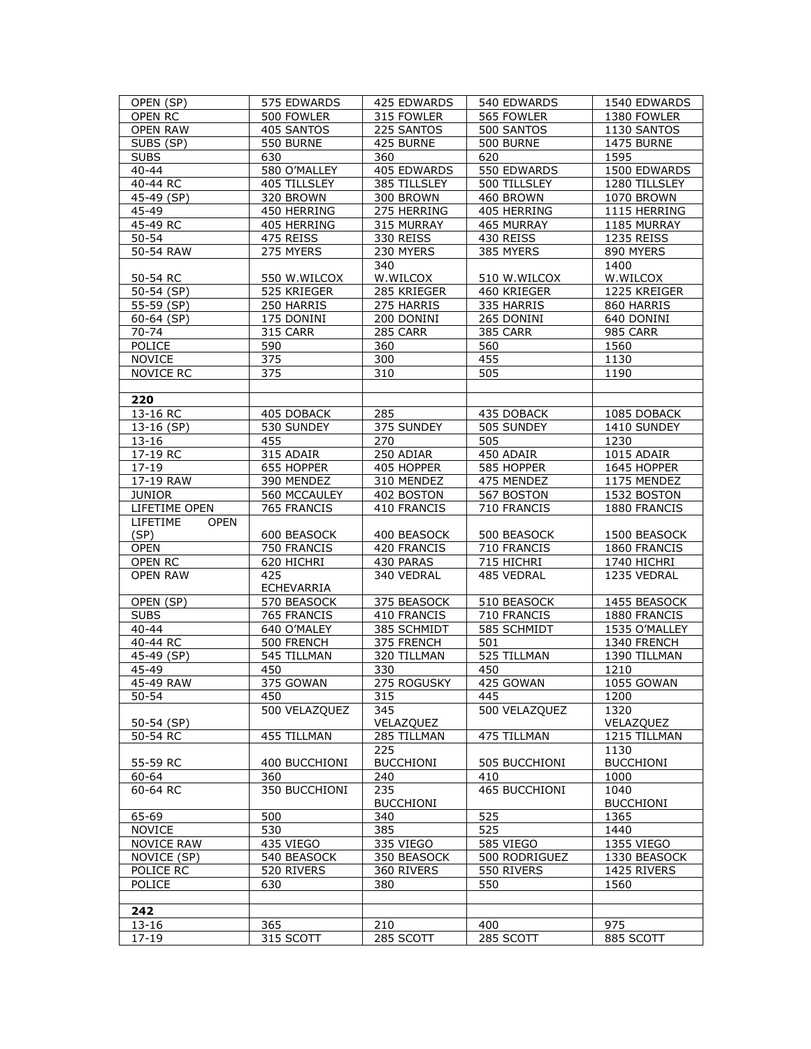| OPEN (SP) | 575 EDWARDS | 425 EDWARDS | 540 EDWARDS | 1540 EDWARDS |
|---|---|---|---|---|
| OPEN RC | 500 FOWLER | 315 FOWLER | 565 FOWLER | 1380 FOWLER |
| OPEN RAW | 405 SANTOS | 225 SANTOS | 500 SANTOS | 1130 SANTOS |
| SUBS (SP) | 550 BURNE | 425 BURNE | 500 BURNE | 1475 BURNE |
| SUBS | 630 | 360 | 620 | 1595 |
| 40-44 | 580 O'MALLEY | 405 EDWARDS | 550 EDWARDS | 1500 EDWARDS |
| 40-44 RC | 405 TILLSLEY | 385 TILLSLEY | 500 TILLSLEY | 1280 TILLSLEY |
| 45-49 (SP) | 320 BROWN | 300 BROWN | 460 BROWN | 1070 BROWN |
| 45-49 | 450 HERRING | 275 HERRING | 405 HERRING | 1115 HERRING |
| 45-49 RC | 405 HERRING | 315 MURRAY | 465 MURRAY | 1185 MURRAY |
| 50-54 | 475 REISS | 330 REISS | 430 REISS | 1235 REISS |
| 50-54 RAW | 275 MYERS | 230 MYERS | 385 MYERS | 890 MYERS |
| 50-54 RC | 550 W.WILCOX | 340 W.WILCOX | 510 W.WILCOX | 1400 W.WILCOX |
| 50-54 (SP) | 525 KRIEGER | 285 KRIEGER | 460 KRIEGER | 1225 KREIGER |
| 55-59 (SP) | 250 HARRIS | 275 HARRIS | 335 HARRIS | 860 HARRIS |
| 60-64 (SP) | 175 DONINI | 200 DONINI | 265 DONINI | 640 DONINI |
| 70-74 | 315 CARR | 285 CARR | 385 CARR | 985 CARR |
| POLICE | 590 | 360 | 560 | 1560 |
| NOVICE | 375 | 300 | 455 | 1130 |
| NOVICE RC | 375 | 310 | 505 | 1190 |
| | | | | |
| **220** | | | | |
| 13-16 RC | 405 DOBACK | 285 | 435 DOBACK | 1085 DOBACK |
| 13-16 (SP) | 530 SUNDEY | 375 SUNDEY | 505 SUNDEY | 1410 SUNDEY |
| 13-16 | 455 | 270 | 505 | 1230 |
| 17-19 RC | 315 ADAIR | 250 ADIAR | 450 ADAIR | 1015 ADAIR |
| 17-19 | 655 HOPPER | 405 HOPPER | 585 HOPPER | 1645 HOPPER |
| 17-19 RAW | 390 MENDEZ | 310 MENDEZ | 475 MENDEZ | 1175 MENDEZ |
| JUNIOR | 560 MCCAULEY | 402 BOSTON | 567 BOSTON | 1532 BOSTON |
| LIFETIME OPEN | 765 FRANCIS | 410 FRANCIS | 710 FRANCIS | 1880 FRANCIS |
| LIFETIME OPEN (SP) | 600 BEASOCK | 400 BEASOCK | 500 BEASOCK | 1500 BEASOCK |
| OPEN | 750 FRANCIS | 420 FRANCIS | 710 FRANCIS | 1860 FRANCIS |
| OPEN RC | 620 HICHRI | 430 PARAS | 715 HICHRI | 1740 HICHRI |
| OPEN RAW | 425 ECHEVARRIA | 340 VEDRAL | 485 VEDRAL | 1235 VEDRAL |
| OPEN (SP) | 570 BEASOCK | 375 BEASOCK | 510 BEASOCK | 1455 BEASOCK |
| SUBS | 765 FRANCIS | 410 FRANCIS | 710 FRANCIS | 1880 FRANCIS |
| 40-44 | 640 O'MALEY | 385 SCHMIDT | 585 SCHMIDT | 1535 O'MALLEY |
| 40-44 RC | 500 FRENCH | 375 FRENCH | 501 | 1340 FRENCH |
| 45-49 (SP) | 545 TILLMAN | 320 TILLMAN | 525 TILLMAN | 1390 TILLMAN |
| 45-49 | 450 | 330 | 450 | 1210 |
| 45-49 RAW | 375 GOWAN | 275 ROGUSKY | 425 GOWAN | 1055 GOWAN |
| 50-54 | 450 | 315 | 445 | 1200 |
| 50-54 (SP) | 500 VELAZQUEZ | 345 VELAZQUEZ | 500 VELAZQUEZ | 1320 VELAZQUEZ |
| 50-54 RC | 455 TILLMAN | 285 TILLMAN | 475 TILLMAN | 1215 TILLMAN |
| 55-59 RC | 400 BUCCHIONI | 225 BUCCHIONI | 505 BUCCHIONI | 1130 BUCCHIONI |
| 60-64 | 360 | 240 | 410 | 1000 |
| 60-64 RC | 350 BUCCHIONI | 235 BUCCHIONI | 465 BUCCHIONI | 1040 BUCCHIONI |
| 65-69 | 500 | 340 | 525 | 1365 |
| NOVICE | 530 | 385 | 525 | 1440 |
| NOVICE RAW | 435 VIEGO | 335 VIEGO | 585 VIEGO | 1355 VIEGO |
| NOVICE (SP) | 540 BEASOCK | 350 BEASOCK | 500 RODRIGUEZ | 1330 BEASOCK |
| POLICE RC | 520 RIVERS | 360 RIVERS | 550 RIVERS | 1425 RIVERS |
| POLICE | 630 | 380 | 550 | 1560 |
| | | | | |
| **242** | | | | |
| 13-16 | 365 | 210 | 400 | 975 |
| 17-19 | 315 SCOTT | 285 SCOTT | 285 SCOTT | 885 SCOTT |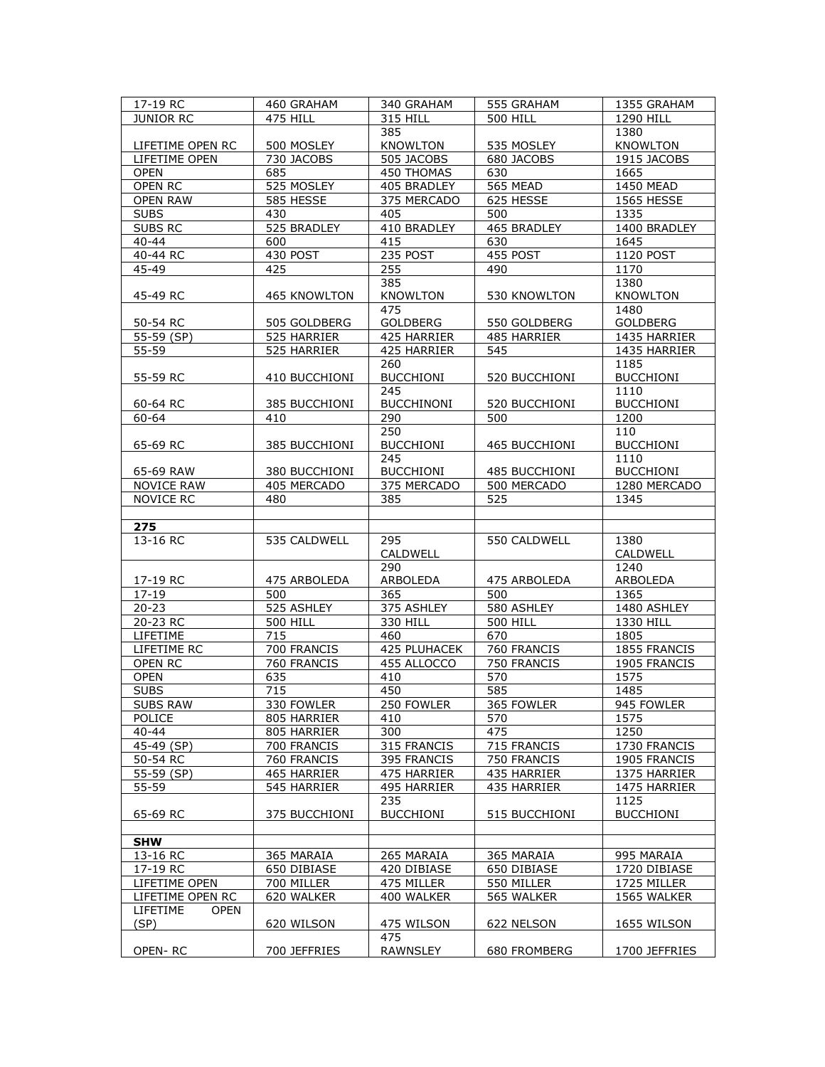| 17-19 RC | 460 GRAHAM | 340 GRAHAM | 555 GRAHAM | 1355 GRAHAM |
|---|---|---|---|---|
| JUNIOR RC | 475 HILL | 315 HILL | 500 HILL | 1290 HILL |
| LIFETIME OPEN RC | 500 MOSLEY | 385 KNOWLTON | 535 MOSLEY | 1380 KNOWLTON |
| LIFETIME OPEN | 730 JACOBS | 505 JACOBS | 680 JACOBS | 1915 JACOBS |
| OPEN | 685 | 450 THOMAS | 630 | 1665 |
| OPEN RC | 525 MOSLEY | 405 BRADLEY | 565 MEAD | 1450 MEAD |
| OPEN RAW | 585 HESSE | 375 MERCADO | 625 HESSE | 1565 HESSE |
| SUBS | 430 | 405 | 500 | 1335 |
| SUBS RC | 525 BRADLEY | 410 BRADLEY | 465 BRADLEY | 1400 BRADLEY |
| 40-44 | 600 | 415 | 630 | 1645 |
| 40-44 RC | 430 POST | 235 POST | 455 POST | 1120 POST |
| 45-49 | 425 | 255 | 490 | 1170 |
| 45-49 RC | 465 KNOWLTON | 385 KNOWLTON | 530 KNOWLTON | 1380 KNOWLTON |
| 50-54 RC | 505 GOLDBERG | 475 GOLDBERG | 550 GOLDBERG | 1480 GOLDBERG |
| 55-59 (SP) | 525 HARRIER | 425 HARRIER | 485 HARRIER | 1435 HARRIER |
| 55-59 | 525 HARRIER | 425 HARRIER | 545 | 1435 HARRIER |
| 55-59 RC | 410 BUCCHIONI | 260 BUCCHIONI | 520 BUCCHIONI | 1185 BUCCHIONI |
| 60-64 RC | 385 BUCCHIONI | 245 BUCCHINONI | 520 BUCCHIONI | 1110 BUCCHIONI |
| 60-64 | 410 | 290 | 500 | 1200 |
| 65-69 RC | 385 BUCCHIONI | 250 BUCCHIONI | 465 BUCCHIONI | 110 BUCCHIONI |
| 65-69 RAW | 380 BUCCHIONI | 245 BUCCHIONI | 485 BUCCHIONI | 1110 BUCCHIONI |
| NOVICE RAW | 405 MERCADO | 375 MERCADO | 500 MERCADO | 1280 MERCADO |
| NOVICE RC | 480 | 385 | 525 | 1345 |
| | | | | |
| **275** | | | | |
| 13-16 RC | 535 CALDWELL | 295 CALDWELL | 550 CALDWELL | 1380 CALDWELL |
| 17-19 RC | 475 ARBOLEDA | 290 ARBOLEDA | 475 ARBOLEDA | 1240 ARBOLEDA |
| 17-19 | 500 | 365 | 500 | 1365 |
| 20-23 | 525 ASHLEY | 375 ASHLEY | 580 ASHLEY | 1480 ASHLEY |
| 20-23 RC | 500 HILL | 330 HILL | 500 HILL | 1330 HILL |
| LIFETIME | 715 | 460 | 670 | 1805 |
| LIFETIME RC | 700 FRANCIS | 425 PLUHACEK | 760 FRANCIS | 1855 FRANCIS |
| OPEN RC | 760 FRANCIS | 455 ALLOCCO | 750 FRANCIS | 1905 FRANCIS |
| OPEN | 635 | 410 | 570 | 1575 |
| SUBS | 715 | 450 | 585 | 1485 |
| SUBS RAW | 330 FOWLER | 250 FOWLER | 365 FOWLER | 945 FOWLER |
| POLICE | 805 HARRIER | 410 | 570 | 1575 |
| 40-44 | 805 HARRIER | 300 | 475 | 1250 |
| 45-49 (SP) | 700 FRANCIS | 315 FRANCIS | 715 FRANCIS | 1730 FRANCIS |
| 50-54 RC | 760 FRANCIS | 395 FRANCIS | 750 FRANCIS | 1905 FRANCIS |
| 55-59 (SP) | 465 HARRIER | 475 HARRIER | 435 HARRIER | 1375 HARRIER |
| 55-59 | 545 HARRIER | 495 HARRIER | 435 HARRIER | 1475 HARRIER |
| 65-69 RC | 375 BUCCHIONI | 235 BUCCHIONI | 515 BUCCHIONI | 1125 BUCCHIONI |
| | | | | |
| **SHW** | | | | |
| 13-16 RC | 365 MARAIA | 265 MARAIA | 365 MARAIA | 995 MARAIA |
| 17-19 RC | 650 DIBIASE | 420 DIBIASE | 650 DIBIASE | 1720 DIBIASE |
| LIFETIME OPEN | 700 MILLER | 475 MILLER | 550 MILLER | 1725 MILLER |
| LIFETIME OPEN RC | 620 WALKER | 400 WALKER | 565 WALKER | 1565 WALKER |
| LIFETIME OPEN (SP) | 620 WILSON | 475 WILSON | 622 NELSON | 1655 WILSON |
| OPEN- RC | 700 JEFFRIES | 475 RAWNSLEY | 680 FROMBERG | 1700 JEFFRIES |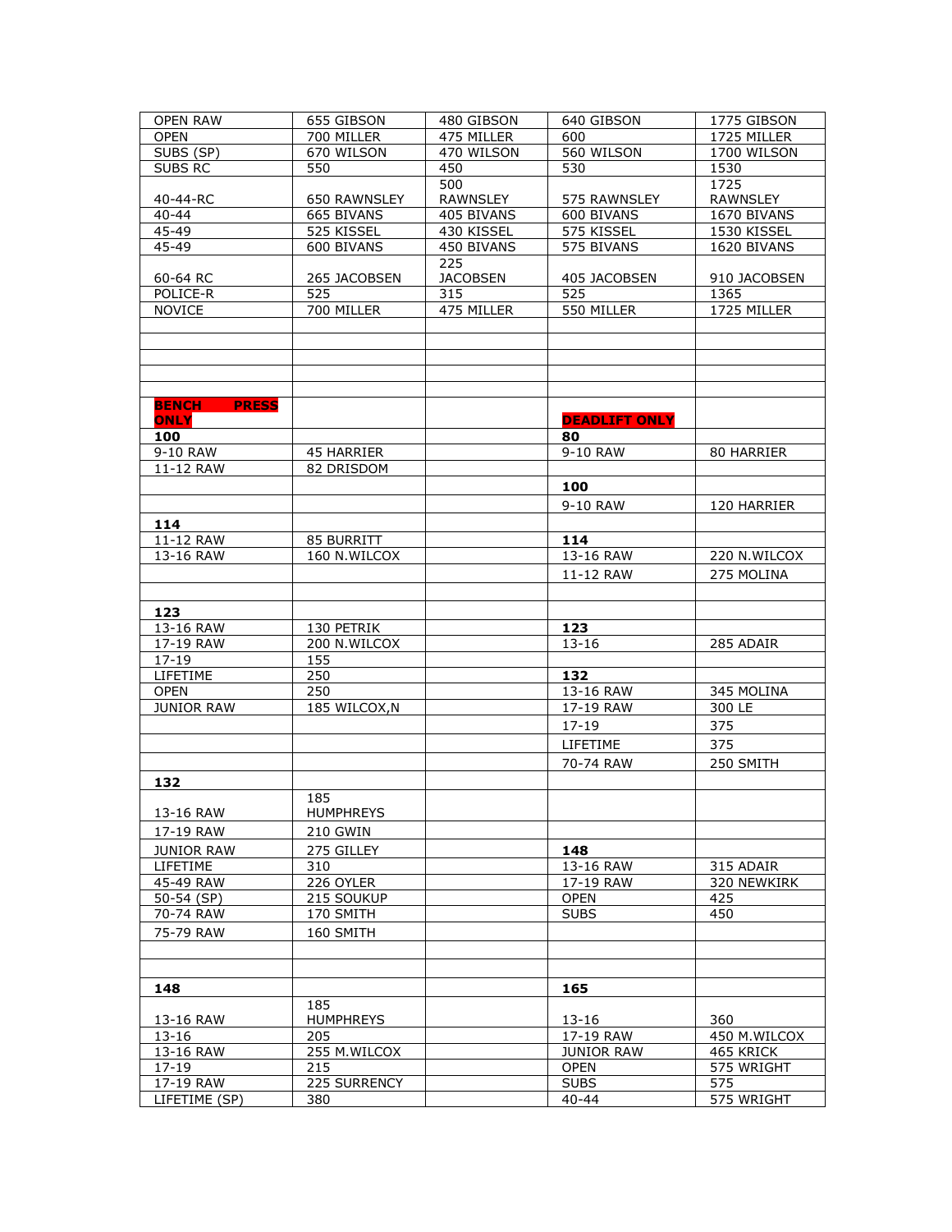| OPEN RAW | 655 GIBSON | 480 GIBSON | 640 GIBSON | 1775 GIBSON |
|---|---|---|---|---|
| OPEN | 700 MILLER | 475 MILLER | 600 | 1725 MILLER |
| SUBS (SP) | 670 WILSON | 470 WILSON | 560 WILSON | 1700 WILSON |
| SUBS RC | 550 | 450 | 530 | 1530 |
| 40-44-RC | 650 RAWNSLEY | 500 RAWNSLEY | 575 RAWNSLEY | 1725 RAWNSLEY |
| 40-44 | 665 BIVANS | 405 BIVANS | 600 BIVANS | 1670 BIVANS |
| 45-49 | 525 KISSEL | 430 KISSEL | 575 KISSEL | 1530 KISSEL |
| 45-49 | 600 BIVANS | 450 BIVANS | 575 BIVANS | 1620 BIVANS |
| 60-64 RC | 265 JACOBSEN | 225 JACOBSEN | 405 JACOBSEN | 910 JACOBSEN |
| POLICE-R | 525 | 315 | 525 | 1365 |
| NOVICE | 700 MILLER | 475 MILLER | 550 MILLER | 1725 MILLER |
| | | | | |
| | | | | |
| | | | | |
| | | | | |
| | | | | |
| **BENCH PRESS ONLY** | | | **DEADLIFT ONLY** | |
| **100** | | | **80** | |
| 9-10 RAW | 45 HARRIER | | 9-10 RAW | 80 HARRIER |
| 11-12 RAW | 82 DRISDOM | | | |
| | | | **100** | |
| | | | 9-10 RAW | 120 HARRIER |
| **114** | | | | |
| 11-12 RAW | 85 BURRITT | | **114** | |
| 13-16 RAW | 160 N.WILCOX | | 13-16 RAW | 220 N.WILCOX |
| | | | 11-12 RAW | 275 MOLINA |
| | | | | |
| **123** | | | | |
| 13-16 RAW | 130 PETRIK | | **123** | |
| 17-19 RAW | 200 N.WILCOX | | 13-16 | 285 ADAIR |
| 17-19 | 155 | | | |
| LIFETIME | 250 | | **132** | |
| OPEN | 250 | | 13-16 RAW | 345 MOLINA |
| JUNIOR RAW | 185 WILCOX,N | | 17-19 RAW | 300 LE |
| | | | 17-19 | 375 |
| | | | LIFETIME | 375 |
| | | | 70-74 RAW | 250 SMITH |
| **132** | | | | |
| 13-16 RAW | 185 HUMPHREYS | | | |
| 17-19 RAW | 210 GWIN | | | |
| JUNIOR RAW | 275 GILLEY | | **148** | |
| LIFETIME | 310 | | 13-16 RAW | 315 ADAIR |
| 45-49 RAW | 226 OYLER | | 17-19 RAW | 320 NEWKIRK |
| 50-54 (SP) | 215 SOUKUP | | OPEN | 425 |
| 70-74 RAW | 170 SMITH | | SUBS | 450 |
| 75-79 RAW | 160 SMITH | | | |
| | | | | |
| | | | | |
| **148** | | | **165** | |
| 13-16 RAW | 185 HUMPHREYS | | 13-16 | 360 |
| 13-16 | 205 | | 17-19 RAW | 450 M.WILCOX |
| 13-16 RAW | 255 M.WILCOX | | JUNIOR RAW | 465 KRICK |
| 17-19 | 215 | | OPEN | 575 WRIGHT |
| 17-19 RAW | 225 SURRENCY | | SUBS | 575 |
| LIFETIME (SP) | 380 | | 40-44 | 575 WRIGHT |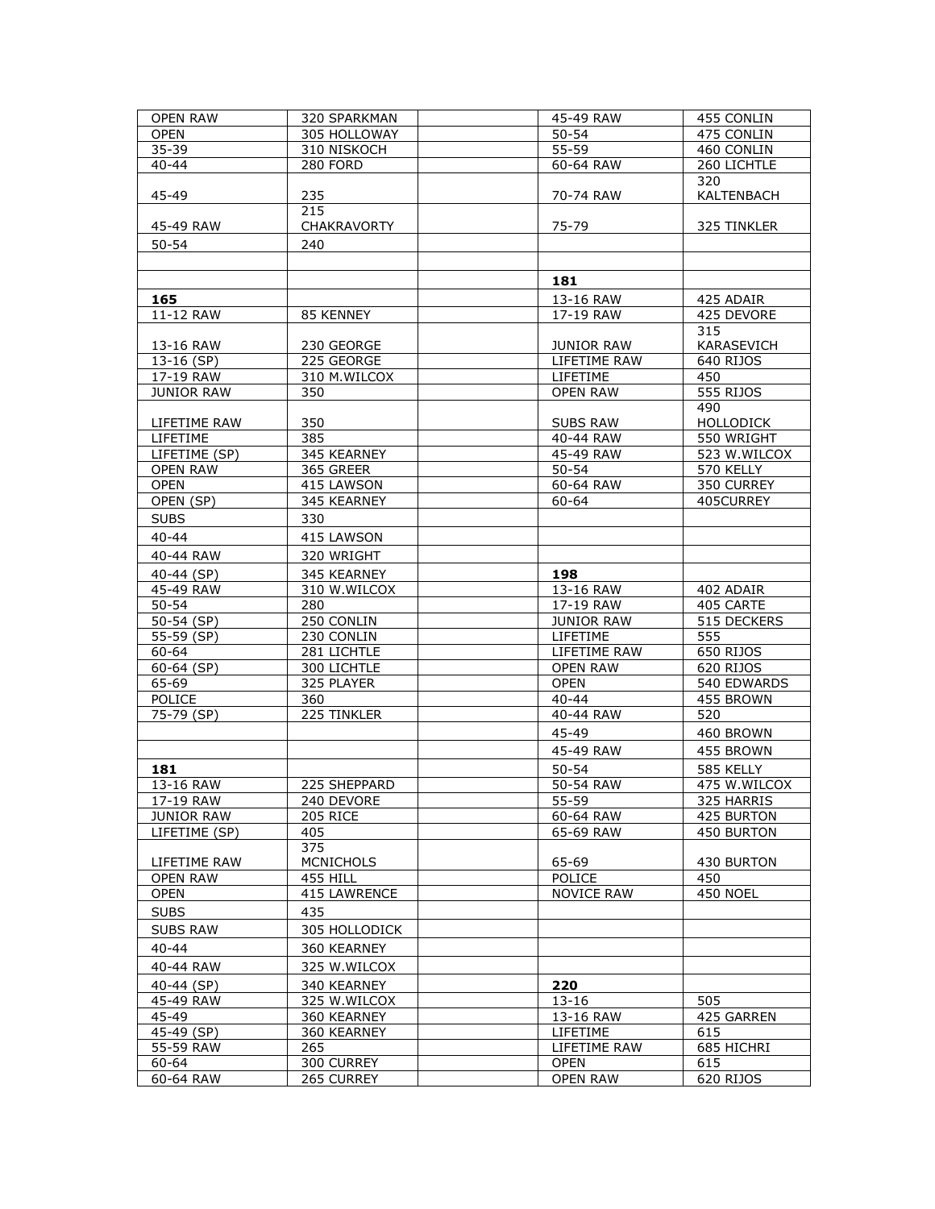| | | | | |
|---|---|---|---|---|
| OPEN RAW | 320 SPARKMAN | | 45-49 RAW | 455 CONLIN |
| OPEN | 305 HOLLOWAY | | 50-54 | 475 CONLIN |
| 35-39 | 310 NISKOCH | | 55-59 | 460 CONLIN |
| 40-44 | 280 FORD | | 60-64 RAW | 260 LICHTLE |
| 45-49 | 235 | | 70-74 RAW | 320 KALTENBACH |
| 45-49 RAW | 215 CHAKRAVORTY | | 75-79 | 325 TINKLER |
| 50-54 | 240 | | | |
| | | | | |
| | | | **181** | |
| **165** | | | 13-16 RAW | 425 ADAIR |
| 11-12 RAW | 85 KENNEY | | 17-19 RAW | 425 DEVORE |
| 13-16 RAW | 230 GEORGE | | JUNIOR RAW | 315 KARASEVICH |
| 13-16 (SP) | 225 GEORGE | | LIFETIME RAW | 640 RIJOS |
| 17-19 RAW | 310 M.WILCOX | | LIFETIME | 450 |
| JUNIOR RAW | 350 | | OPEN RAW | 555 RIJOS |
| LIFETIME RAW | 350 | | SUBS RAW | 490 HOLLODICK |
| LIFETIME | 385 | | 40-44 RAW | 550 WRIGHT |
| LIFETIME (SP) | 345 KEARNEY | | 45-49 RAW | 523 W.WILCOX |
| OPEN RAW | 365 GREER | | 50-54 | 570 KELLY |
| OPEN | 415 LAWSON | | 60-64 RAW | 350 CURREY |
| OPEN (SP) | 345 KEARNEY | | 60-64 | 405CURREY |
| SUBS | 330 | | | |
| 40-44 | 415 LAWSON | | | |
| 40-44 RAW | 320 WRIGHT | | | |
| 40-44 (SP) | 345 KEARNEY | | **198** | |
| 45-49 RAW | 310 W.WILCOX | | 13-16 RAW | 402 ADAIR |
| 50-54 | 280 | | 17-19 RAW | 405 CARTE |
| 50-54 (SP) | 250 CONLIN | | JUNIOR RAW | 515 DECKERS |
| 55-59 (SP) | 230 CONLIN | | LIFETIME | 555 |
| 60-64 | 281 LICHTLE | | LIFETIME RAW | 650 RIJOS |
| 60-64 (SP) | 300 LICHTLE | | OPEN RAW | 620 RIJOS |
| 65-69 | 325 PLAYER | | OPEN | 540 EDWARDS |
| POLICE | 360 | | 40-44 | 455 BROWN |
| 75-79 (SP) | 225 TINKLER | | 40-44 RAW | 520 |
| | | | 45-49 | 460 BROWN |
| | | | 45-49 RAW | 455 BROWN |
| **181** | | | 50-54 | 585 KELLY |
| 13-16 RAW | 225 SHEPPARD | | 50-54 RAW | 475 W.WILCOX |
| 17-19 RAW | 240 DEVORE | | 55-59 | 325 HARRIS |
| JUNIOR RAW | 205 RICE | | 60-64 RAW | 425 BURTON |
| LIFETIME (SP) | 405 | | 65-69 RAW | 450 BURTON |
| LIFETIME RAW | 375 MCNICHOLS | | 65-69 | 430 BURTON |
| OPEN RAW | 455 HILL | | POLICE | 450 |
| OPEN | 415 LAWRENCE | | NOVICE RAW | 450 NOEL |
| SUBS | 435 | | | |
| SUBS RAW | 305 HOLLODICK | | | |
| 40-44 | 360 KEARNEY | | | |
| 40-44 RAW | 325 W.WILCOX | | | |
| 40-44 (SP) | 340 KEARNEY | | **220** | |
| 45-49 RAW | 325 W.WILCOX | | 13-16 | 505 |
| 45-49 | 360 KEARNEY | | 13-16 RAW | 425 GARREN |
| 45-49 (SP) | 360 KEARNEY | | LIFETIME | 615 |
| 55-59 RAW | 265 | | LIFETIME RAW | 685 HICHRI |
| 60-64 | 300 CURREY | | OPEN | 615 |
| 60-64 RAW | 265 CURREY | | OPEN RAW | 620 RIJOS |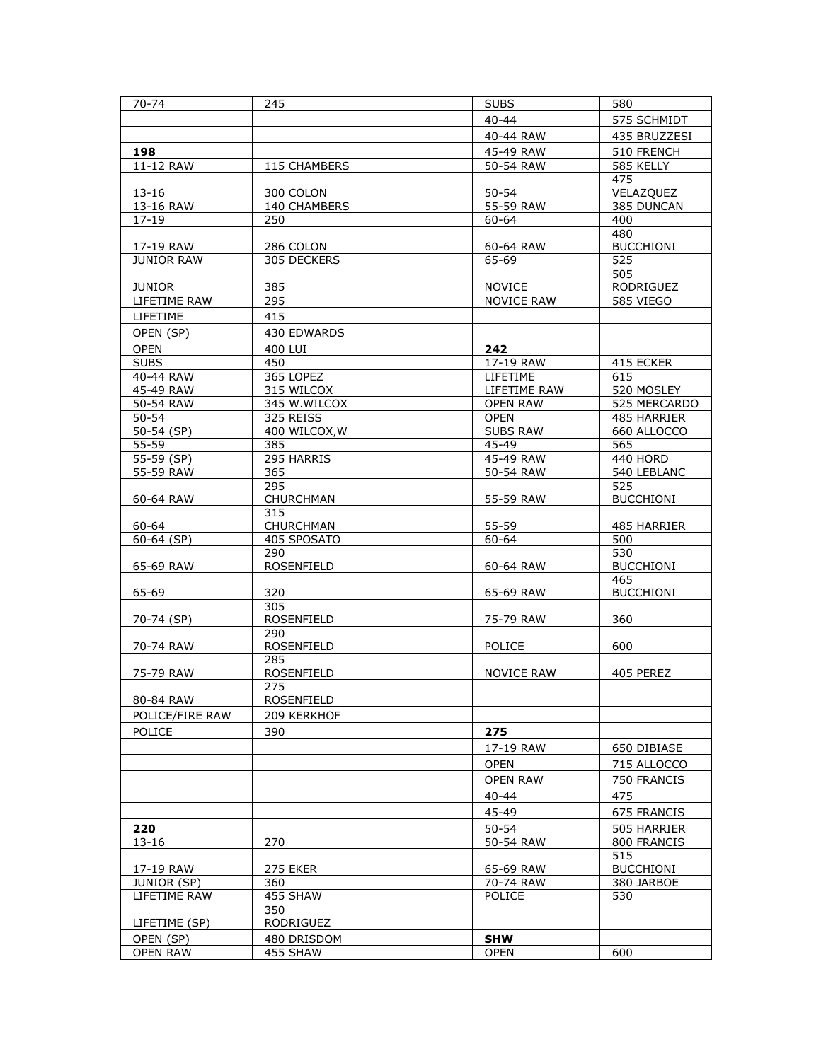| 70-74 | 245 | | SUBS | 580 |
|---|---|---|---|---|
| | | | 40-44 | 575 SCHMIDT |
| | | | 40-44 RAW | 435 BRUZZESI |
| **198** | | | 45-49 RAW | 510 FRENCH |
| 11-12 RAW | 115 CHAMBERS | | 50-54 RAW | 585 KELLY |
| 13-16 | 300 COLON | | 50-54 | 475 VELAZQUEZ |
| 13-16 RAW | 140 CHAMBERS | | 55-59 RAW | 385 DUNCAN |
| 17-19 | 250 | | 60-64 | 400 |
| 17-19 RAW | 286 COLON | | 60-64 RAW | 480 BUCCHIONI |
| JUNIOR RAW | 305 DECKERS | | 65-69 | 525 |
| JUNIOR | 385 | | NOVICE | 505 RODRIGUEZ |
| LIFETIME RAW | 295 | | NOVICE RAW | 585 VIEGO |
| LIFETIME | 415 | | | |
| OPEN (SP) | 430 EDWARDS | | | |
| OPEN | 400 LUI | | **242** | |
| SUBS | 450 | | 17-19 RAW | 415 ECKER |
| 40-44 RAW | 365 LOPEZ | | LIFETIME | 615 |
| 45-49 RAW | 315 WILCOX | | LIFETIME RAW | 520 MOSLEY |
| 50-54 RAW | 345 W.WILCOX | | OPEN RAW | 525 MERCARDO |
| 50-54 | 325 REISS | | OPEN | 485 HARRIER |
| 50-54 (SP) | 400 WILCOX,W | | SUBS RAW | 660 ALLOCCO |
| 55-59 | 385 | | 45-49 | 565 |
| 55-59 (SP) | 295 HARRIS | | 45-49 RAW | 440 HORD |
| 55-59 RAW | 365 | | 50-54 RAW | 540 LEBLANC |
| 60-64 RAW | 295 CHURCHMAN | | 55-59 RAW | 525 BUCCHIONI |
| 60-64 | 315 CHURCHMAN | | 55-59 | 485 HARRIER |
| 60-64 (SP) | 405 SPOSATO | | 60-64 | 500 |
| 65-69 RAW | 290 ROSENFIELD | | 60-64 RAW | 530 BUCCHIONI |
| 65-69 | 320 | | 65-69 RAW | 465 BUCCHIONI |
| 70-74 (SP) | 305 ROSENFIELD | | 75-79 RAW | 360 |
| 70-74 RAW | 290 ROSENFIELD | | POLICE | 600 |
| 75-79 RAW | 285 ROSENFIELD | | NOVICE RAW | 405 PEREZ |
| 80-84 RAW | 275 ROSENFIELD | | | |
| POLICE/FIRE RAW | 209 KERKHOF | | | |
| POLICE | 390 | | **275** | |
| | | | 17-19 RAW | 650 DIBIASE |
| | | | OPEN | 715 ALLOCCO |
| | | | OPEN RAW | 750 FRANCIS |
| | | | 40-44 | 475 |
| | | | 45-49 | 675 FRANCIS |
| **220** | | | 50-54 | 505 HARRIER |
| 13-16 | 270 | | 50-54 RAW | 800 FRANCIS |
| 17-19 RAW | 275 EKER | | 65-69 RAW | 515 BUCCHIONI |
| JUNIOR (SP) | 360 | | 70-74 RAW | 380 JARBOE |
| LIFETIME RAW | 455 SHAW | | POLICE | 530 |
| LIFETIME (SP) | 350 RODRIGUEZ | | | |
| OPEN (SP) | 480 DRISDOM | | **SHW** | |
| OPEN RAW | 455 SHAW | | OPEN | 600 |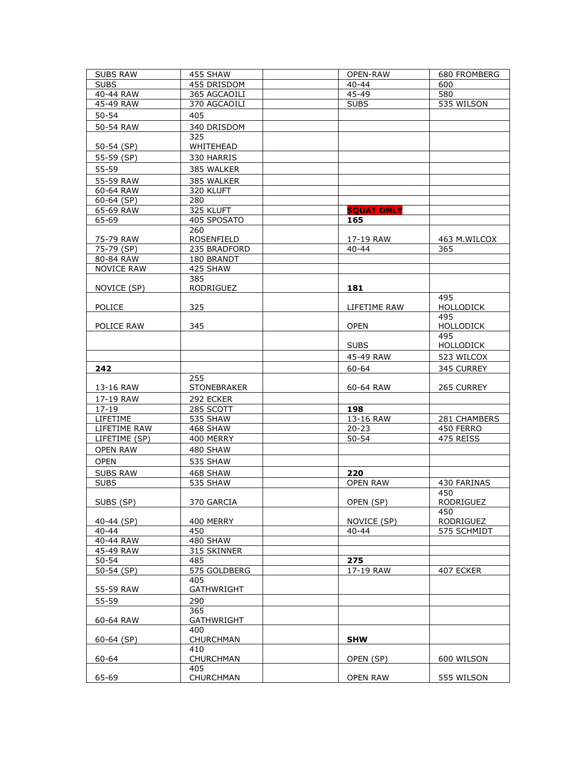| | | | | |
|---|---|---|---|---|
| SUBS RAW | 455 SHAW | | OPEN-RAW | 680 FROMBERG |
| SUBS | 455 DRISDOM | | 40-44 | 600 |
| 40-44 RAW | 365 AGCAOILI | | 45-49 | 580 |
| 45-49 RAW | 370 AGCAOILI | | SUBS | 535 WILSON |
| 50-54 | 405 | | | |
| 50-54 RAW | 340 DRISDOM | | | |
| 50-54 (SP) | 325 WHITEHEAD | | | |
| 55-59 (SP) | 330 HARRIS | | | |
| 55-59 | 385 WALKER | | | |
| 55-59 RAW | 385 WALKER | | | |
| 60-64 RAW | 320 KLUFT | | | |
| 60-64 (SP) | 280 | | | |
| 65-69 RAW | 325 KLUFT | | **SQUAT ONLY** | |
| 65-69 | 405 SPOSATO | | **165** | |
| 75-79 RAW | 260 ROSENFIELD | | 17-19 RAW | 463 M.WILCOX |
| 75-79 (SP) | 235 BRADFORD | | 40-44 | 365 |
| 80-84 RAW | 180 BRANDT | | | |
| NOVICE RAW | 425 SHAW | | | |
| NOVICE (SP) | 385 RODRIGUEZ | | **181** | |
| POLICE | 325 | | LIFETIME RAW | 495 HOLLODICK |
| POLICE RAW | 345 | | OPEN | 495 HOLLODICK |
| | | | SUBS | 495 HOLLODICK |
| | | | 45-49 RAW | 523 WILCOX |
| **242** | | | 60-64 | 345 CURREY |
| 13-16 RAW | 255 STONEBRAKER | | 60-64 RAW | 265 CURREY |
| 17-19 RAW | 292 ECKER | | | |
| 17-19 | 285 SCOTT | | **198** | |
| LIFETIME | 535 SHAW | | 13-16 RAW | 281 CHAMBERS |
| LIFETIME RAW | 468 SHAW | | 20-23 | 450 FERRO |
| LIFETIME (SP) | 400 MERRY | | 50-54 | 475 REISS |
| OPEN RAW | 480 SHAW | | | |
| OPEN | 535 SHAW | | | |
| SUBS RAW | 468 SHAW | | **220** | |
| SUBS | 535 SHAW | | OPEN RAW | 430 FARINAS |
| SUBS (SP) | 370 GARCIA | | OPEN (SP) | 450 RODRIGUEZ |
| 40-44 (SP) | 400 MERRY | | NOVICE (SP) | 450 RODRIGUEZ |
| 40-44 | 450 | | 40-44 | 575 SCHMIDT |
| 40-44 RAW | 480 SHAW | | | |
| 45-49 RAW | 315 SKINNER | | | |
| 50-54 | 485 | | **275** | |
| 50-54 (SP) | 575 GOLDBERG | | 17-19 RAW | 407 ECKER |
| 55-59 RAW | 405 GATHWRIGHT | | | |
| 55-59 | 290 | | | |
| 60-64 RAW | 365 GATHWRIGHT | | | |
| 60-64 (SP) | 400 CHURCHMAN | | **SHW** | |
| 60-64 | 410 CHURCHMAN | | OPEN (SP) | 600 WILSON |
| 65-69 | 405 CHURCHMAN | | OPEN RAW | 555 WILSON |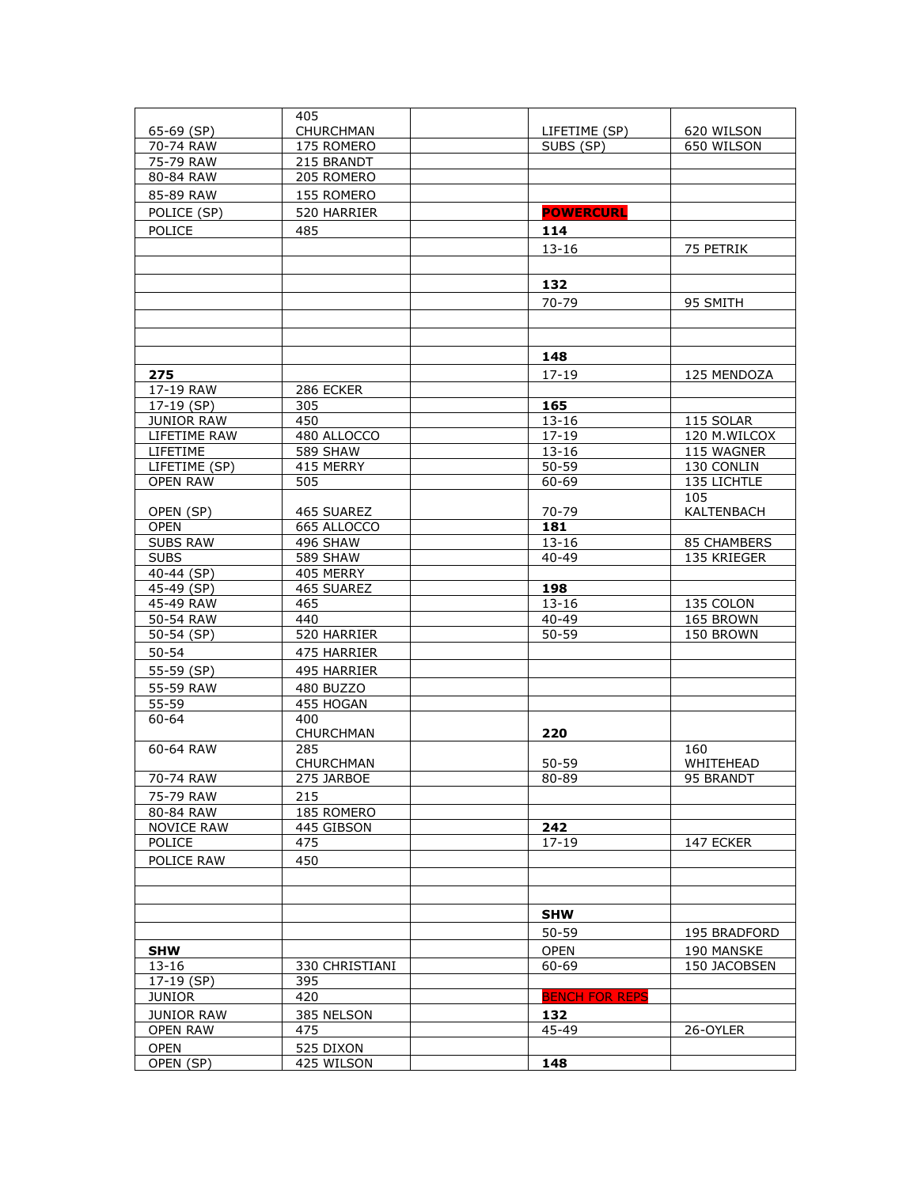| | | | | |
|---|---|---|---|---|
| 65-69 (SP) | 405 CHURCHMAN | | LIFETIME (SP) | 620 WILSON |
| 70-74 RAW | 175 ROMERO | | SUBS (SP) | 650 WILSON |
| 75-79 RAW | 215 BRANDT | | | |
| 80-84 RAW | 205 ROMERO | | | |
| 85-89 RAW | 155 ROMERO | | | |
| POLICE (SP) | 520 HARRIER | | **POWERCURL** | |
| POLICE | 485 | | **114** | |
| | | | 13-16 | 75 PETRIK |
| | | | | |
| | | | **132** | |
| | | | 70-79 | 95 SMITH |
| | | | | |
| | | | | |
| | | | **148** | |
| **275** | | | 17-19 | 125 MENDOZA |
| 17-19 RAW | 286 ECKER | | | |
| 17-19 (SP) | 305 | | **165** | |
| JUNIOR RAW | 450 | | 13-16 | 115 SOLAR |
| LIFETIME RAW | 480 ALLOCCO | | 17-19 | 120 M.WILCOX |
| LIFETIME | 589 SHAW | | 13-16 | 115 WAGNER |
| LIFETIME (SP) | 415 MERRY | | 50-59 | 130 CONLIN |
| OPEN RAW | 505 | | 60-69 | 135 LICHTLE |
| OPEN (SP) | 465 SUAREZ | | 70-79 | 105 KALTENBACH |
| OPEN | 665 ALLOCCO | | **181** | |
| SUBS RAW | 496 SHAW | | 13-16 | 85 CHAMBERS |
| SUBS | 589 SHAW | | 40-49 | 135 KRIEGER |
| 40-44 (SP) | 405 MERRY | | | |
| 45-49 (SP) | 465 SUAREZ | | **198** | |
| 45-49 RAW | 465 | | 13-16 | 135 COLON |
| 50-54 RAW | 440 | | 40-49 | 165 BROWN |
| 50-54 (SP) | 520 HARRIER | | 50-59 | 150 BROWN |
| 50-54 | 475 HARRIER | | | |
| 55-59 (SP) | 495 HARRIER | | | |
| 55-59 RAW | 480 BUZZO | | | |
| 55-59 | 455 HOGAN | | | |
| 60-64 | 400 CHURCHMAN | | **220** | |
| 60-64 RAW | 285 CHURCHMAN | | 50-59 | 160 WHITEHEAD |
| 70-74 RAW | 275 JARBOE | | 80-89 | 95 BRANDT |
| 75-79 RAW | 215 | | | |
| 80-84 RAW | 185 ROMERO | | | |
| NOVICE RAW | 445 GIBSON | | **242** | |
| POLICE | 475 | | 17-19 | 147 ECKER |
| POLICE RAW | 450 | | | |
| | | | | |
| | | | | |
| | | | **SHW** | |
| | | | 50-59 | 195 BRADFORD |
| **SHW** | | | OPEN | 190 MANSKE |
| 13-16 | 330 CHRISTIANI | | 60-69 | 150 JACOBSEN |
| 17-19 (SP) | 395 | | | |
| JUNIOR | 420 | | **BENCH FOR REPS** | |
| JUNIOR RAW | 385 NELSON | | **132** | |
| OPEN RAW | 475 | | 45-49 | 26-OYLER |
| OPEN | 525 DIXON | | | |
| OPEN (SP) | 425 WILSON | | **148** | |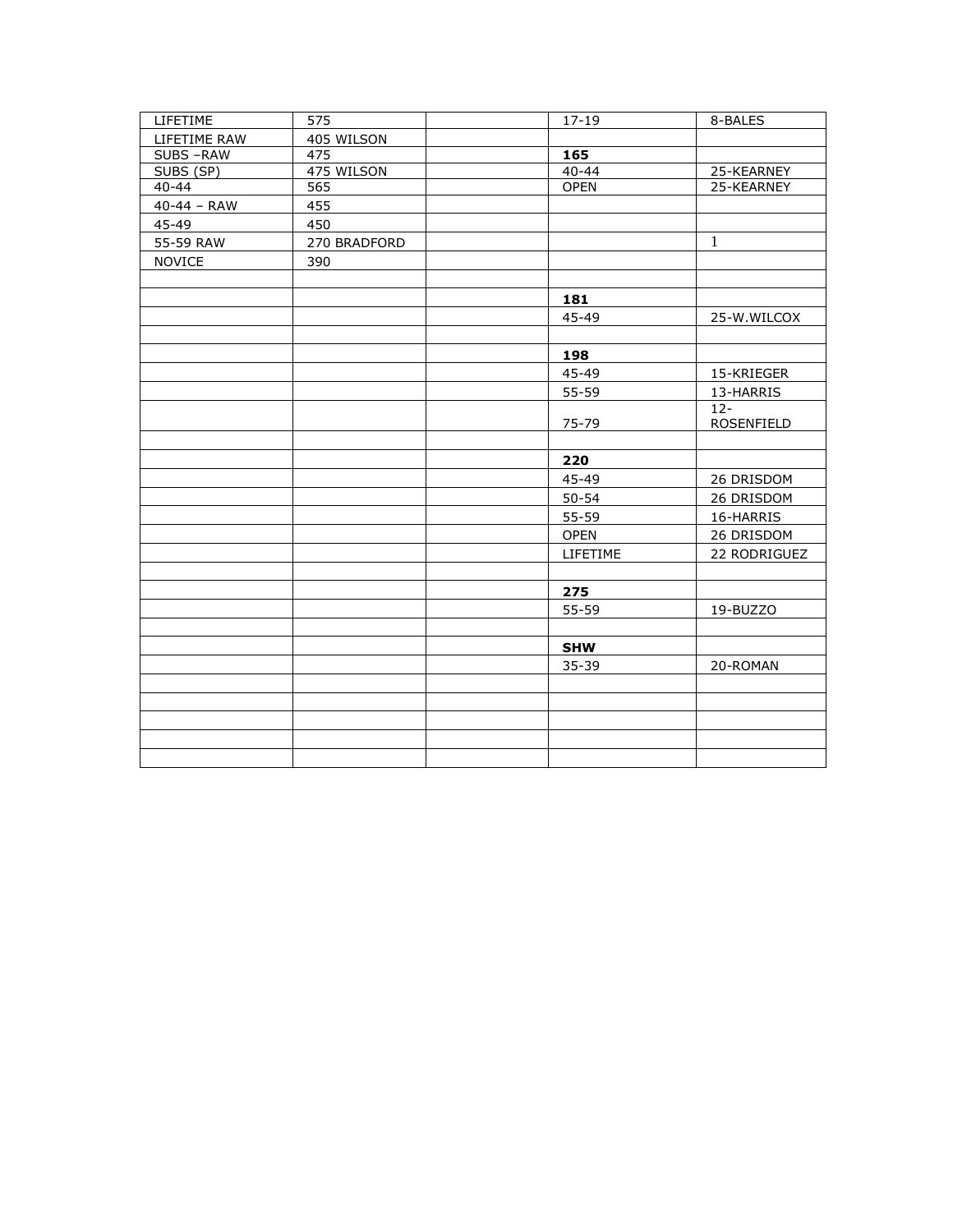| | | | | |
|---|---|---|---|---|
| LIFETIME | 575 | | 17-19 | 8-BALES |
| LIFETIME RAW | 405 WILSON | | | |
| SUBS –RAW | 475 | | **165** | |
| SUBS (SP) | 475 WILSON | | 40-44 | 25-KEARNEY |
| 40-44 | 565 | | OPEN | 25-KEARNEY |
| 40-44 – RAW | 455 | | | |
| 45-49 | 450 | | | |
| 55-59 RAW | 270 BRADFORD | | | 1 |
| NOVICE | 390 | | | |
| | | | | |
| | | | **181** | |
| | | | 45-49 | 25-W.WILCOX |
| | | | | |
| | | | **198** | |
| | | | 45-49 | 15-KRIEGER |
| | | | 55-59 | 13-HARRIS |
| | | | 75-79 | 12-ROSENFIELD |
| | | | | |
| | | | **220** | |
| | | | 45-49 | 26 DRISDOM |
| | | | 50-54 | 26 DRISDOM |
| | | | 55-59 | 16-HARRIS |
| | | | OPEN | 26 DRISDOM |
| | | | LIFETIME | 22 RODRIGUEZ |
| | | | | |
| | | | **275** | |
| | | | 55-59 | 19-BUZZO |
| | | | | |
| | | | **SHW** | |
| | | | 35-39 | 20-ROMAN |
| | | | | |
| | | | | |
| | | | | |
| | | | | |
| | | | | |